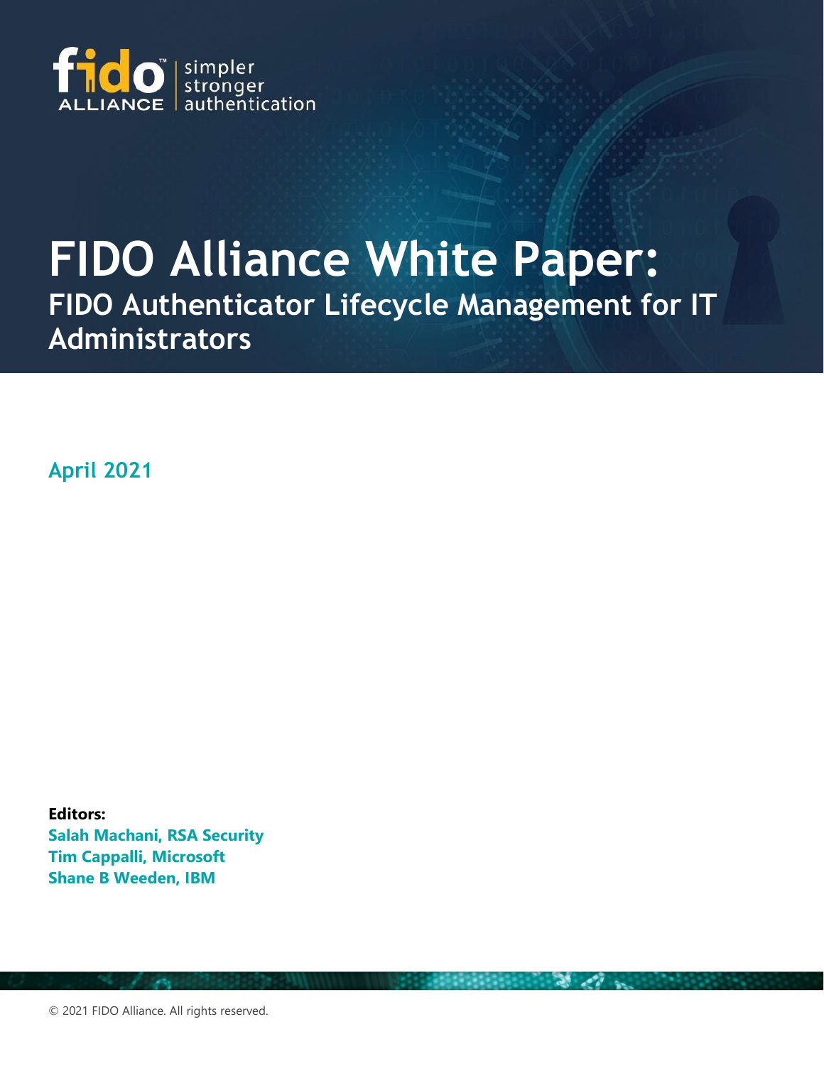fido ALLIANCE | simpler stronger authentication

# FIDO Alliance White Paper:

## FIDO Authenticator Lifecycle Management for IT Administrators

April 2021

**Editors:**

Salah Machani, RSA Security
Tim Cappalli, Microsoft
Shane B Weeden, IBM

© 2021 FIDO Alliance. All rights reserved.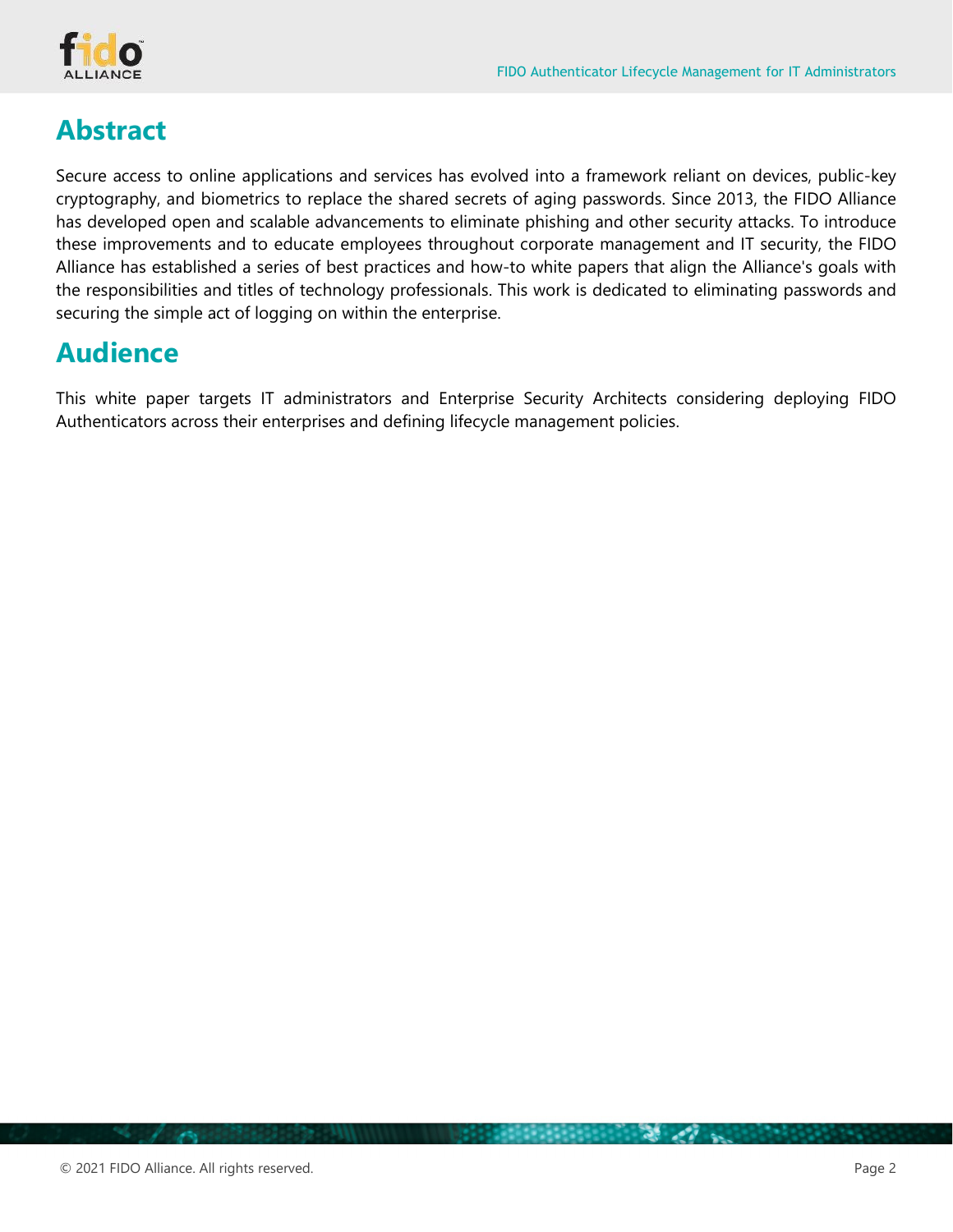## Abstract

Secure access to online applications and services has evolved into a framework reliant on devices, public-key cryptography, and biometrics to replace the shared secrets of aging passwords. Since 2013, the FIDO Alliance has developed open and scalable advancements to eliminate phishing and other security attacks. To introduce these improvements and to educate employees throughout corporate management and IT security, the FIDO Alliance has established a series of best practices and how-to white papers that align the Alliance's goals with the responsibilities and titles of technology professionals. This work is dedicated to eliminating passwords and securing the simple act of logging on within the enterprise.

## Audience

This white paper targets IT administrators and Enterprise Security Architects considering deploying FIDO Authenticators across their enterprises and defining lifecycle management policies.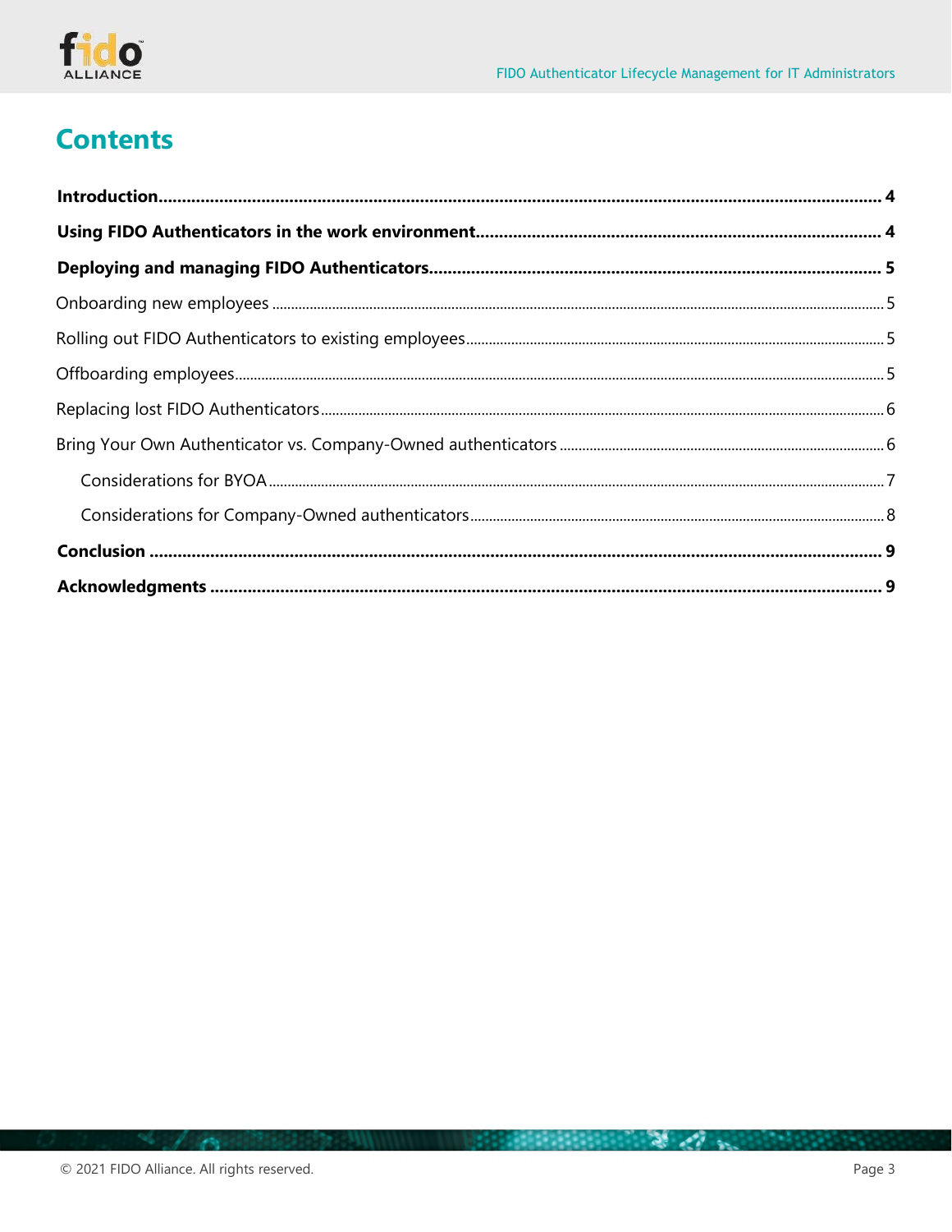# Contents

**Introduction** ........ **4**

**Using FIDO Authenticators in the work environment** ........ **4**

**Deploying and managing FIDO Authenticators** ........ **5**

- Onboarding new employees ........ 5
- Rolling out FIDO Authenticators to existing employees ........ 5
- Offboarding employees ........ 5
- Replacing lost FIDO Authenticators ........ 6
- Bring Your Own Authenticator vs. Company-Owned authenticators ........ 6
  - Considerations for BYOA ........ 7
  - Considerations for Company-Owned authenticators ........ 8

**Conclusion** ........ **9**

**Acknowledgments** ........ **9**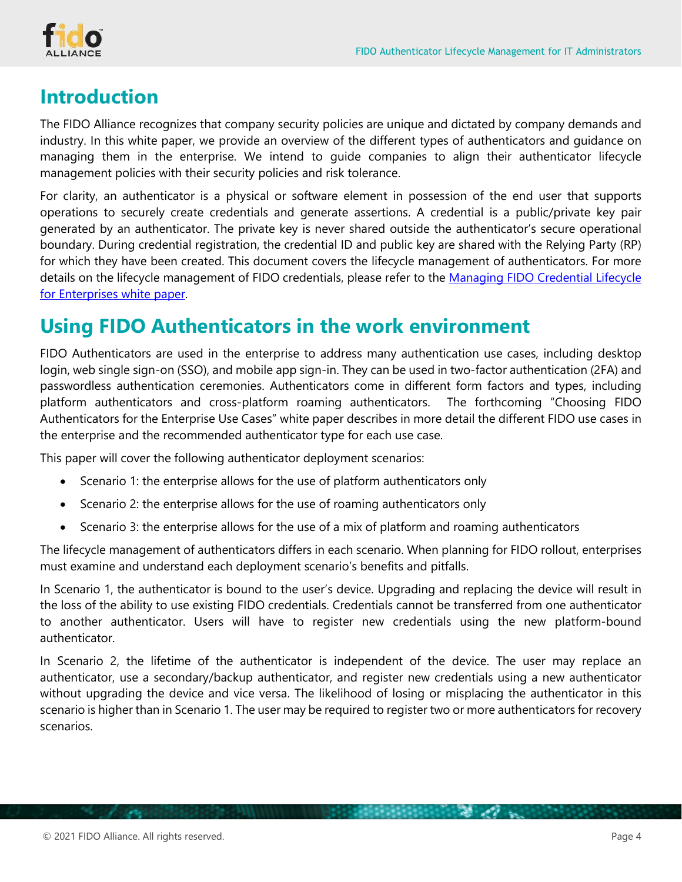# Introduction

The FIDO Alliance recognizes that company security policies are unique and dictated by company demands and industry. In this white paper, we provide an overview of the different types of authenticators and guidance on managing them in the enterprise. We intend to guide companies to align their authenticator lifecycle management policies with their security policies and risk tolerance.

For clarity, an authenticator is a physical or software element in possession of the end user that supports operations to securely create credentials and generate assertions. A credential is a public/private key pair generated by an authenticator. The private key is never shared outside the authenticator's secure operational boundary. During credential registration, the credential ID and public key are shared with the Relying Party (RP) for which they have been created. This document covers the lifecycle management of authenticators. For more details on the lifecycle management of FIDO credentials, please refer to the [Managing FIDO Credential Lifecycle for Enterprises white paper](#).

# Using FIDO Authenticators in the work environment

FIDO Authenticators are used in the enterprise to address many authentication use cases, including desktop login, web single sign-on (SSO), and mobile app sign-in. They can be used in two-factor authentication (2FA) and passwordless authentication ceremonies. Authenticators come in different form factors and types, including platform authenticators and cross-platform roaming authenticators. The forthcoming "Choosing FIDO Authenticators for the Enterprise Use Cases" white paper describes in more detail the different FIDO use cases in the enterprise and the recommended authenticator type for each use case.

This paper will cover the following authenticator deployment scenarios:

- Scenario 1: the enterprise allows for the use of platform authenticators only
- Scenario 2: the enterprise allows for the use of roaming authenticators only
- Scenario 3: the enterprise allows for the use of a mix of platform and roaming authenticators

The lifecycle management of authenticators differs in each scenario. When planning for FIDO rollout, enterprises must examine and understand each deployment scenario's benefits and pitfalls.

In Scenario 1, the authenticator is bound to the user's device. Upgrading and replacing the device will result in the loss of the ability to use existing FIDO credentials. Credentials cannot be transferred from one authenticator to another authenticator. Users will have to register new credentials using the new platform-bound authenticator.

In Scenario 2, the lifetime of the authenticator is independent of the device. The user may replace an authenticator, use a secondary/backup authenticator, and register new credentials using a new authenticator without upgrading the device and vice versa. The likelihood of losing or misplacing the authenticator in this scenario is higher than in Scenario 1. The user may be required to register two or more authenticators for recovery scenarios.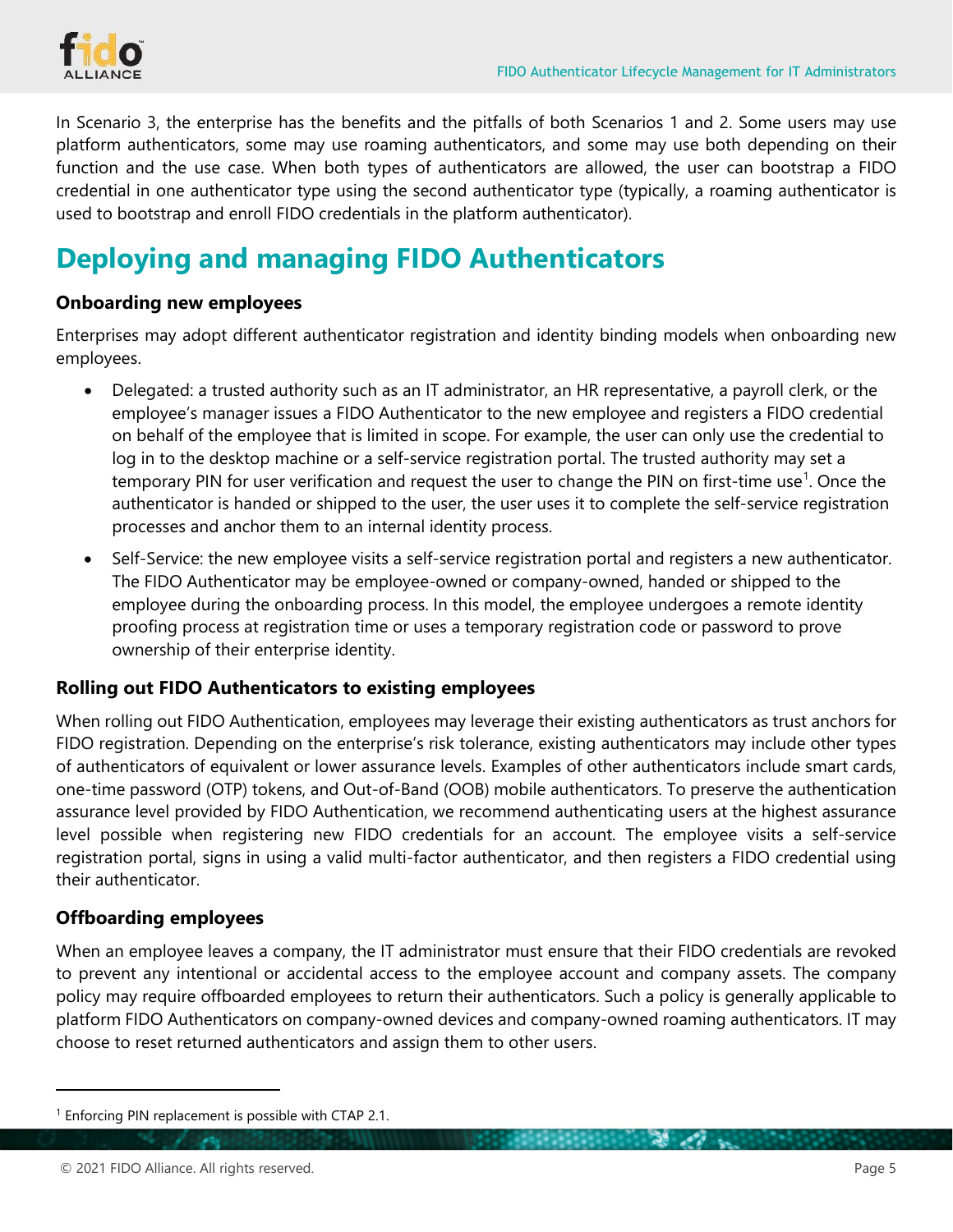In Scenario 3, the enterprise has the benefits and the pitfalls of both Scenarios 1 and 2. Some users may use platform authenticators, some may use roaming authenticators, and some may use both depending on their function and the use case. When both types of authenticators are allowed, the user can bootstrap a FIDO credential in one authenticator type using the second authenticator type (typically, a roaming authenticator is used to bootstrap and enroll FIDO credentials in the platform authenticator).

# Deploying and managing FIDO Authenticators

### Onboarding new employees

Enterprises may adopt different authenticator registration and identity binding models when onboarding new employees.

- Delegated: a trusted authority such as an IT administrator, an HR representative, a payroll clerk, or the employee's manager issues a FIDO Authenticator to the new employee and registers a FIDO credential on behalf of the employee that is limited in scope. For example, the user can only use the credential to log in to the desktop machine or a self-service registration portal. The trusted authority may set a temporary PIN for user verification and request the user to change the PIN on first-time use[1]. Once the authenticator is handed or shipped to the user, the user uses it to complete the self-service registration processes and anchor them to an internal identity process.
- Self-Service: the new employee visits a self-service registration portal and registers a new authenticator. The FIDO Authenticator may be employee-owned or company-owned, handed or shipped to the employee during the onboarding process. In this model, the employee undergoes a remote identity proofing process at registration time or uses a temporary registration code or password to prove ownership of their enterprise identity.

### Rolling out FIDO Authenticators to existing employees

When rolling out FIDO Authentication, employees may leverage their existing authenticators as trust anchors for FIDO registration. Depending on the enterprise's risk tolerance, existing authenticators may include other types of authenticators of equivalent or lower assurance levels. Examples of other authenticators include smart cards, one-time password (OTP) tokens, and Out-of-Band (OOB) mobile authenticators. To preserve the authentication assurance level provided by FIDO Authentication, we recommend authenticating users at the highest assurance level possible when registering new FIDO credentials for an account. The employee visits a self-service registration portal, signs in using a valid multi-factor authenticator, and then registers a FIDO credential using their authenticator.

### Offboarding employees

When an employee leaves a company, the IT administrator must ensure that their FIDO credentials are revoked to prevent any intentional or accidental access to the employee account and company assets. The company policy may require offboarded employees to return their authenticators. Such a policy is generally applicable to platform FIDO Authenticators on company-owned devices and company-owned roaming authenticators. IT may choose to reset returned authenticators and assign them to other users.

---

[1] Enforcing PIN replacement is possible with CTAP 2.1.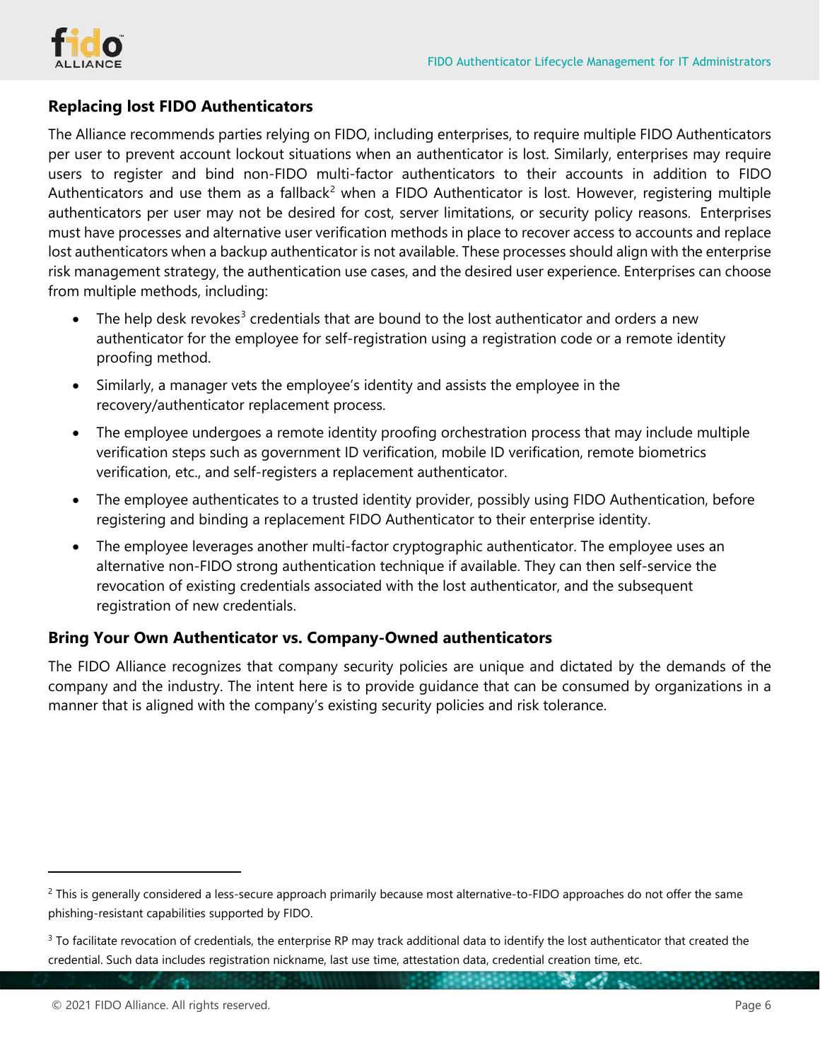### Replacing lost FIDO Authenticators

The Alliance recommends parties relying on FIDO, including enterprises, to require multiple FIDO Authenticators per user to prevent account lockout situations when an authenticator is lost. Similarly, enterprises may require users to register and bind non-FIDO multi-factor authenticators to their accounts in addition to FIDO Authenticators and use them as a fallback[2] when a FIDO Authenticator is lost. However, registering multiple authenticators per user may not be desired for cost, server limitations, or security policy reasons. Enterprises must have processes and alternative user verification methods in place to recover access to accounts and replace lost authenticators when a backup authenticator is not available. These processes should align with the enterprise risk management strategy, the authentication use cases, and the desired user experience. Enterprises can choose from multiple methods, including:

- The help desk revokes[3] credentials that are bound to the lost authenticator and orders a new authenticator for the employee for self-registration using a registration code or a remote identity proofing method.
- Similarly, a manager vets the employee's identity and assists the employee in the recovery/authenticator replacement process.
- The employee undergoes a remote identity proofing orchestration process that may include multiple verification steps such as government ID verification, mobile ID verification, remote biometrics verification, etc., and self-registers a replacement authenticator.
- The employee authenticates to a trusted identity provider, possibly using FIDO Authentication, before registering and binding a replacement FIDO Authenticator to their enterprise identity.
- The employee leverages another multi-factor cryptographic authenticator. The employee uses an alternative non-FIDO strong authentication technique if available. They can then self-service the revocation of existing credentials associated with the lost authenticator, and the subsequent registration of new credentials.

### Bring Your Own Authenticator vs. Company-Owned authenticators

The FIDO Alliance recognizes that company security policies are unique and dictated by the demands of the company and the industry. The intent here is to provide guidance that can be consumed by organizations in a manner that is aligned with the company's existing security policies and risk tolerance.

---

[2] This is generally considered a less-secure approach primarily because most alternative-to-FIDO approaches do not offer the same phishing-resistant capabilities supported by FIDO.

[3] To facilitate revocation of credentials, the enterprise RP may track additional data to identify the lost authenticator that created the credential. Such data includes registration nickname, last use time, attestation data, credential creation time, etc.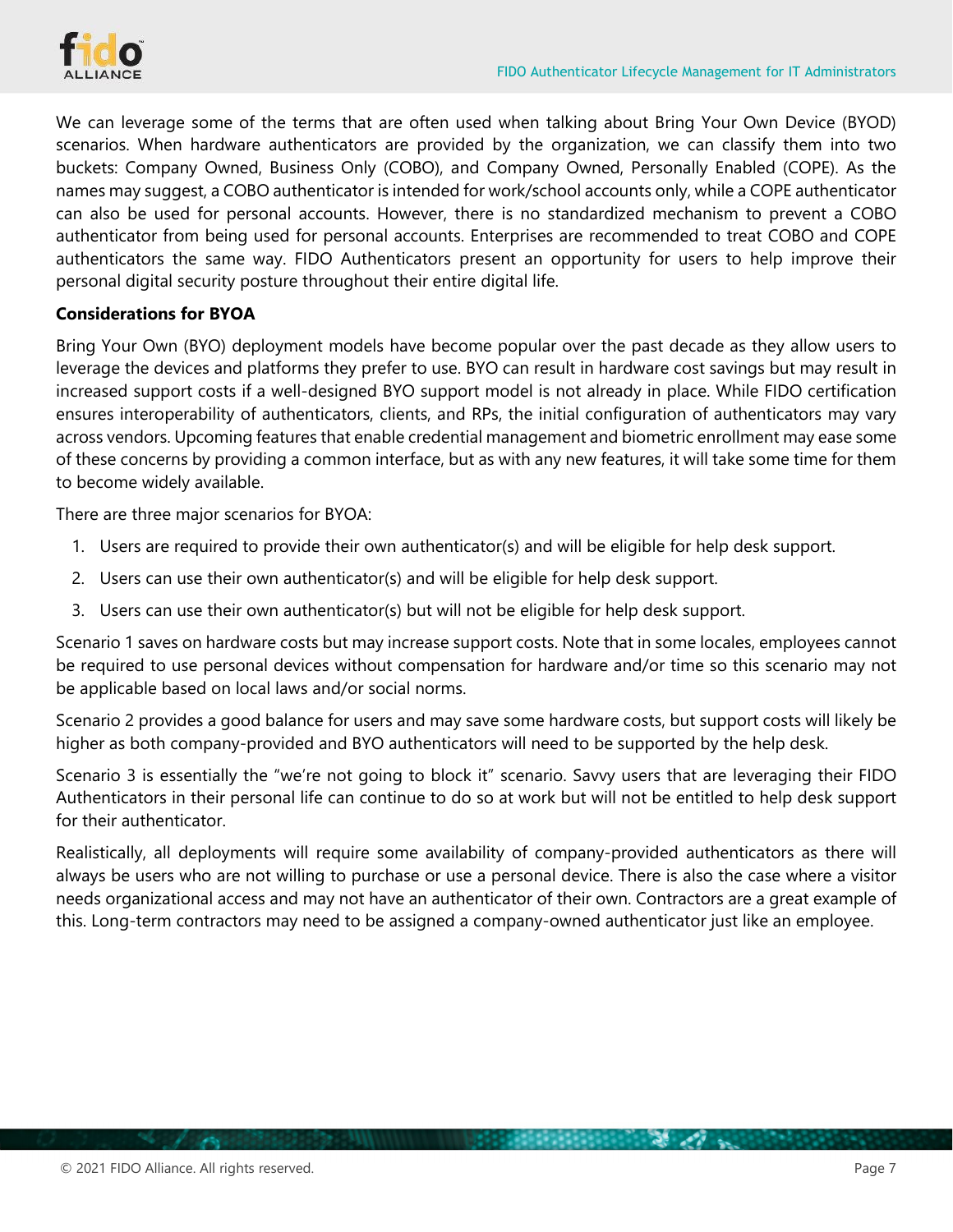We can leverage some of the terms that are often used when talking about Bring Your Own Device (BYOD) scenarios. When hardware authenticators are provided by the organization, we can classify them into two buckets: Company Owned, Business Only (COBO), and Company Owned, Personally Enabled (COPE). As the names may suggest, a COBO authenticator is intended for work/school accounts only, while a COPE authenticator can also be used for personal accounts. However, there is no standardized mechanism to prevent a COBO authenticator from being used for personal accounts. Enterprises are recommended to treat COBO and COPE authenticators the same way. FIDO Authenticators present an opportunity for users to help improve their personal digital security posture throughout their entire digital life.

**Considerations for BYOA**

Bring Your Own (BYO) deployment models have become popular over the past decade as they allow users to leverage the devices and platforms they prefer to use. BYO can result in hardware cost savings but may result in increased support costs if a well-designed BYO support model is not already in place. While FIDO certification ensures interoperability of authenticators, clients, and RPs, the initial configuration of authenticators may vary across vendors. Upcoming features that enable credential management and biometric enrollment may ease some of these concerns by providing a common interface, but as with any new features, it will take some time for them to become widely available.

There are three major scenarios for BYOA:

1. Users are required to provide their own authenticator(s) and will be eligible for help desk support.
2. Users can use their own authenticator(s) and will be eligible for help desk support.
3. Users can use their own authenticator(s) but will not be eligible for help desk support.

Scenario 1 saves on hardware costs but may increase support costs. Note that in some locales, employees cannot be required to use personal devices without compensation for hardware and/or time so this scenario may not be applicable based on local laws and/or social norms.

Scenario 2 provides a good balance for users and may save some hardware costs, but support costs will likely be higher as both company-provided and BYO authenticators will need to be supported by the help desk.

Scenario 3 is essentially the "we're not going to block it" scenario. Savvy users that are leveraging their FIDO Authenticators in their personal life can continue to do so at work but will not be entitled to help desk support for their authenticator.

Realistically, all deployments will require some availability of company-provided authenticators as there will always be users who are not willing to purchase or use a personal device. There is also the case where a visitor needs organizational access and may not have an authenticator of their own. Contractors are a great example of this. Long-term contractors may need to be assigned a company-owned authenticator just like an employee.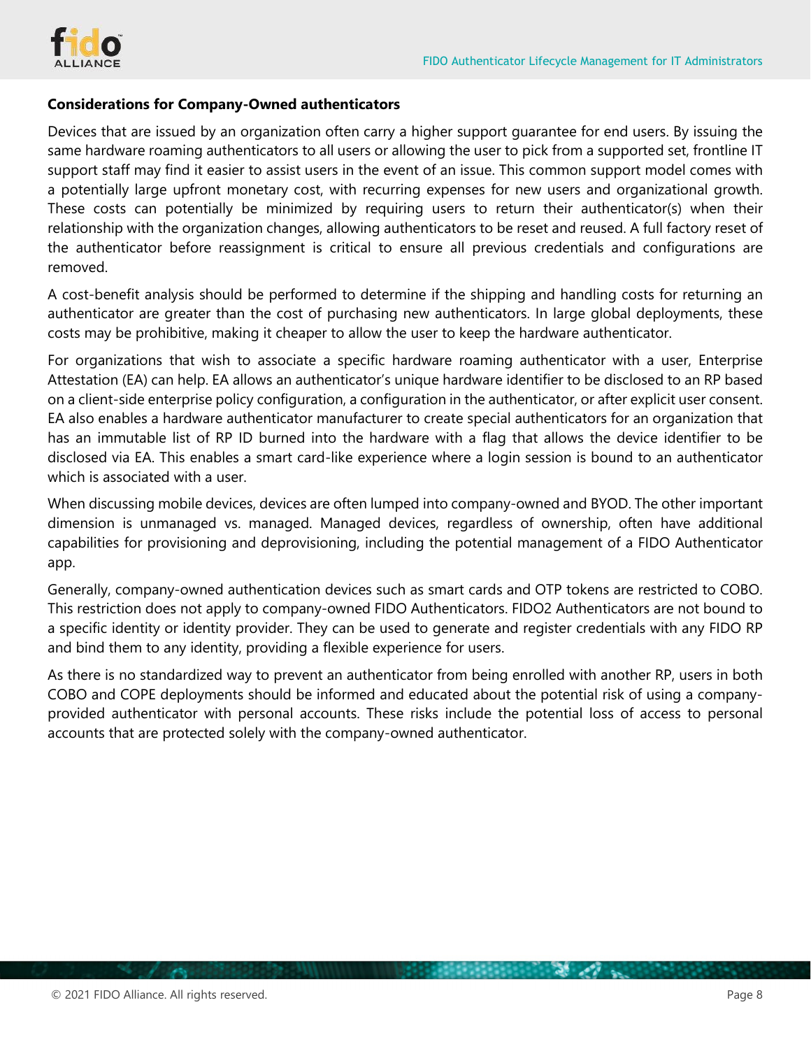**Considerations for Company-Owned authenticators**

Devices that are issued by an organization often carry a higher support guarantee for end users. By issuing the same hardware roaming authenticators to all users or allowing the user to pick from a supported set, frontline IT support staff may find it easier to assist users in the event of an issue. This common support model comes with a potentially large upfront monetary cost, with recurring expenses for new users and organizational growth. These costs can potentially be minimized by requiring users to return their authenticator(s) when their relationship with the organization changes, allowing authenticators to be reset and reused. A full factory reset of the authenticator before reassignment is critical to ensure all previous credentials and configurations are removed.

A cost-benefit analysis should be performed to determine if the shipping and handling costs for returning an authenticator are greater than the cost of purchasing new authenticators. In large global deployments, these costs may be prohibitive, making it cheaper to allow the user to keep the hardware authenticator.

For organizations that wish to associate a specific hardware roaming authenticator with a user, Enterprise Attestation (EA) can help. EA allows an authenticator's unique hardware identifier to be disclosed to an RP based on a client-side enterprise policy configuration, a configuration in the authenticator, or after explicit user consent. EA also enables a hardware authenticator manufacturer to create special authenticators for an organization that has an immutable list of RP ID burned into the hardware with a flag that allows the device identifier to be disclosed via EA. This enables a smart card-like experience where a login session is bound to an authenticator which is associated with a user.

When discussing mobile devices, devices are often lumped into company-owned and BYOD. The other important dimension is unmanaged vs. managed. Managed devices, regardless of ownership, often have additional capabilities for provisioning and deprovisioning, including the potential management of a FIDO Authenticator app.

Generally, company-owned authentication devices such as smart cards and OTP tokens are restricted to COBO. This restriction does not apply to company-owned FIDO Authenticators. FIDO2 Authenticators are not bound to a specific identity or identity provider. They can be used to generate and register credentials with any FIDO RP and bind them to any identity, providing a flexible experience for users.

As there is no standardized way to prevent an authenticator from being enrolled with another RP, users in both COBO and COPE deployments should be informed and educated about the potential risk of using a company-provided authenticator with personal accounts. These risks include the potential loss of access to personal accounts that are protected solely with the company-owned authenticator.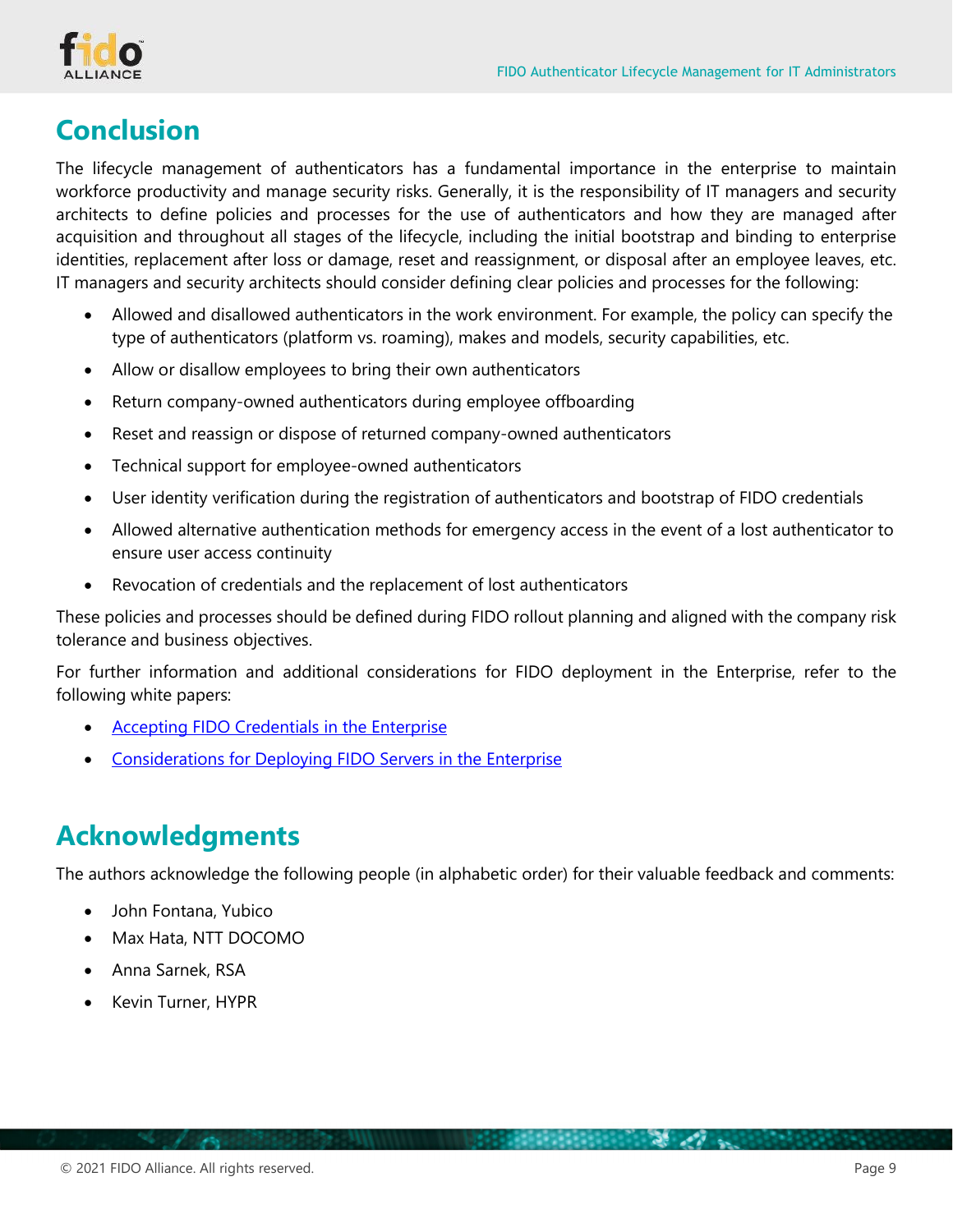## Conclusion

The lifecycle management of authenticators has a fundamental importance in the enterprise to maintain workforce productivity and manage security risks. Generally, it is the responsibility of IT managers and security architects to define policies and processes for the use of authenticators and how they are managed after acquisition and throughout all stages of the lifecycle, including the initial bootstrap and binding to enterprise identities, replacement after loss or damage, reset and reassignment, or disposal after an employee leaves, etc. IT managers and security architects should consider defining clear policies and processes for the following:

- Allowed and disallowed authenticators in the work environment. For example, the policy can specify the type of authenticators (platform vs. roaming), makes and models, security capabilities, etc.
- Allow or disallow employees to bring their own authenticators
- Return company-owned authenticators during employee offboarding
- Reset and reassign or dispose of returned company-owned authenticators
- Technical support for employee-owned authenticators
- User identity verification during the registration of authenticators and bootstrap of FIDO credentials
- Allowed alternative authentication methods for emergency access in the event of a lost authenticator to ensure user access continuity
- Revocation of credentials and the replacement of lost authenticators

These policies and processes should be defined during FIDO rollout planning and aligned with the company risk tolerance and business objectives.

For further information and additional considerations for FIDO deployment in the Enterprise, refer to the following white papers:

- Accepting FIDO Credentials in the Enterprise
- Considerations for Deploying FIDO Servers in the Enterprise

## Acknowledgments

The authors acknowledge the following people (in alphabetic order) for their valuable feedback and comments:

- John Fontana, Yubico
- Max Hata, NTT DOCOMO
- Anna Sarnek, RSA
- Kevin Turner, HYPR